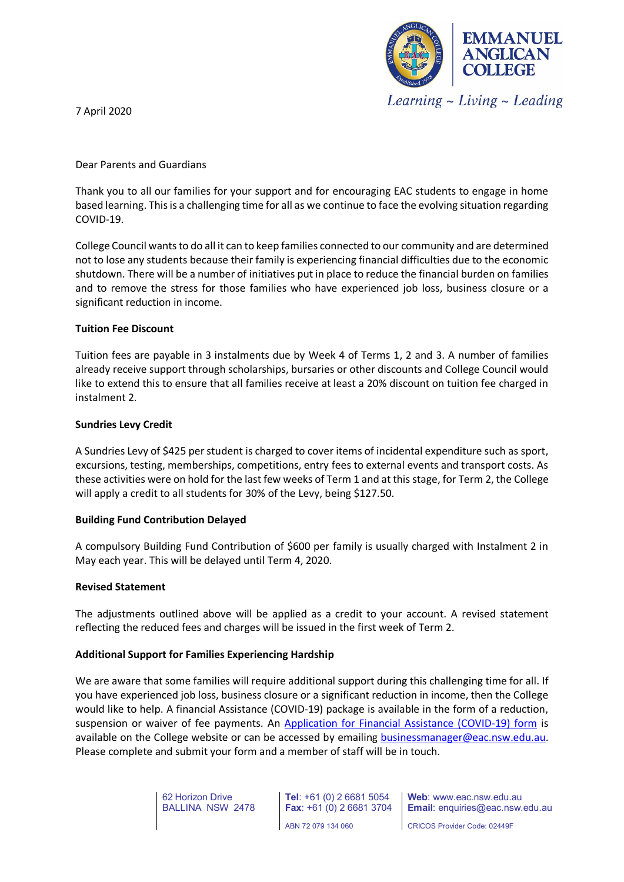**EMMANUEL ANGLICAN COLLEGE**

*Learning ~ Living ~ Leading*

7 April 2020

Dear Parents and Guardians

Thank you to all our families for your support and for encouraging EAC students to engage in home based learning. This is a challenging time for all as we continue to face the evolving situation regarding COVID-19.

College Council wants to do all it can to keep families connected to our community and are determined not to lose any students because their family is experiencing financial difficulties due to the economic shutdown. There will be a number of initiatives put in place to reduce the financial burden on families and to remove the stress for those families who have experienced job loss, business closure or a significant reduction in income.

**Tuition Fee Discount**

Tuition fees are payable in 3 instalments due by Week 4 of Terms 1, 2 and 3. A number of families already receive support through scholarships, bursaries or other discounts and College Council would like to extend this to ensure that all families receive at least a 20% discount on tuition fee charged in instalment 2.

**Sundries Levy Credit**

A Sundries Levy of $425 per student is charged to cover items of incidental expenditure such as sport, excursions, testing, memberships, competitions, entry fees to external events and transport costs. As these activities were on hold for the last few weeks of Term 1 and at this stage, for Term 2, the College will apply a credit to all students for 30% of the Levy, being $127.50.

**Building Fund Contribution Delayed**

A compulsory Building Fund Contribution of $600 per family is usually charged with Instalment 2 in May each year. This will be delayed until Term 4, 2020.

**Revised Statement**

The adjustments outlined above will be applied as a credit to your account. A revised statement reflecting the reduced fees and charges will be issued in the first week of Term 2.

**Additional Support for Families Experiencing Hardship**

We are aware that some families will require additional support during this challenging time for all. If you have experienced job loss, business closure or a significant reduction in income, then the College would like to help. A financial Assistance (COVID-19) package is available in the form of a reduction, suspension or waiver of fee payments. An Application for Financial Assistance (COVID-19) form is available on the College website or can be accessed by emailing businessmanager@eac.nsw.edu.au. Please complete and submit your form and a member of staff will be in touch.

62 Horizon Drive
BALLINA NSW 2478

**Tel**: +61 (0) 2 6681 5054
**Fax**: +61 (0) 2 6681 3704
ABN 72 079 134 060

**Web**: www.eac.nsw.edu.au
**Email**: enquiries@eac.nsw.edu.au
CRICOS Provider Code: 02449F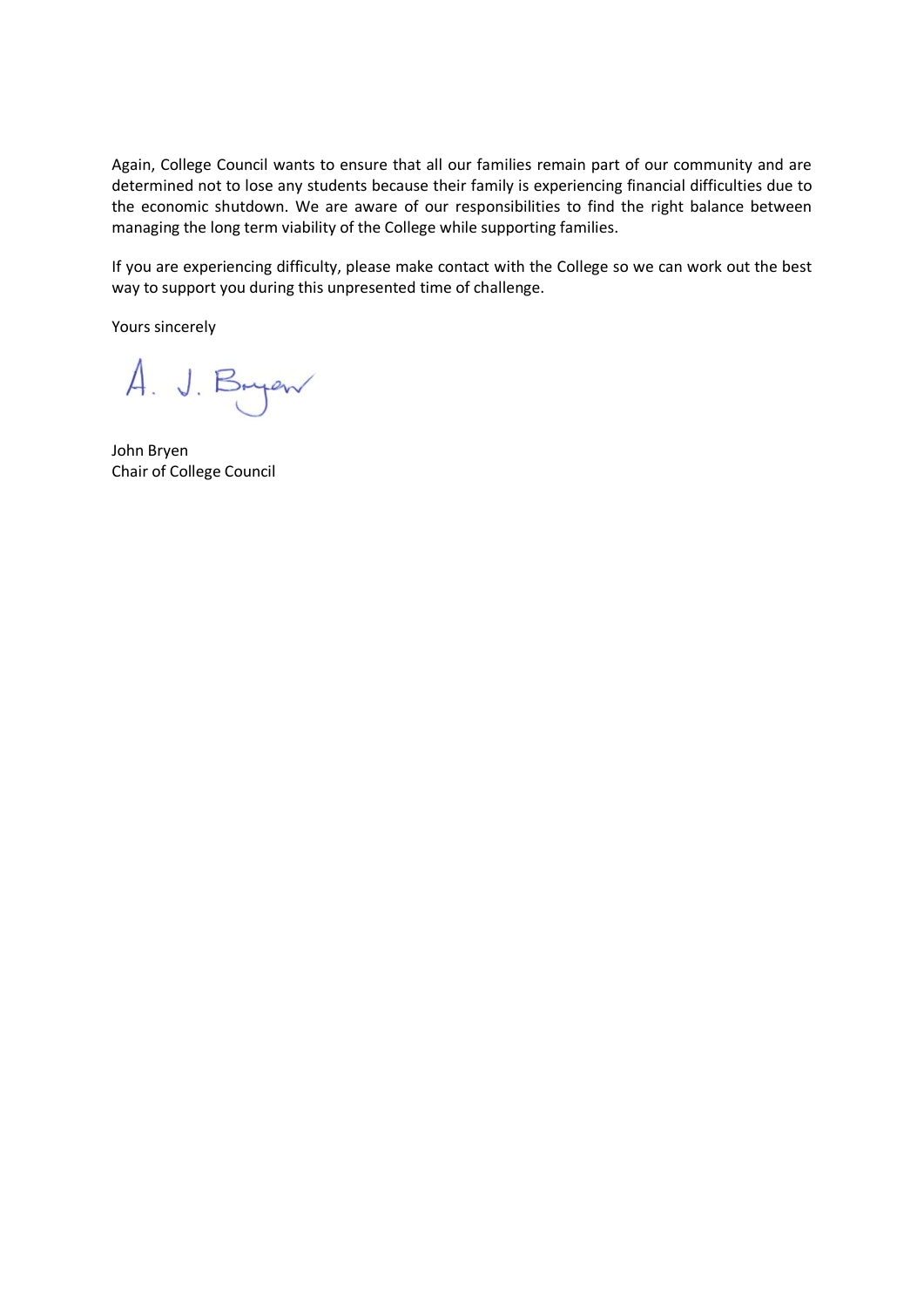Again, College Council wants to ensure that all our families remain part of our community and are determined not to lose any students because their family is experiencing financial difficulties due to the economic shutdown. We are aware of our responsibilities to find the right balance between managing the long term viability of the College while supporting families.

If you are experiencing difficulty, please make contact with the College so we can work out the best way to support you during this unpresented time of challenge.

Yours sincerely

A. J. Bryen

John Bryen
Chair of College Council